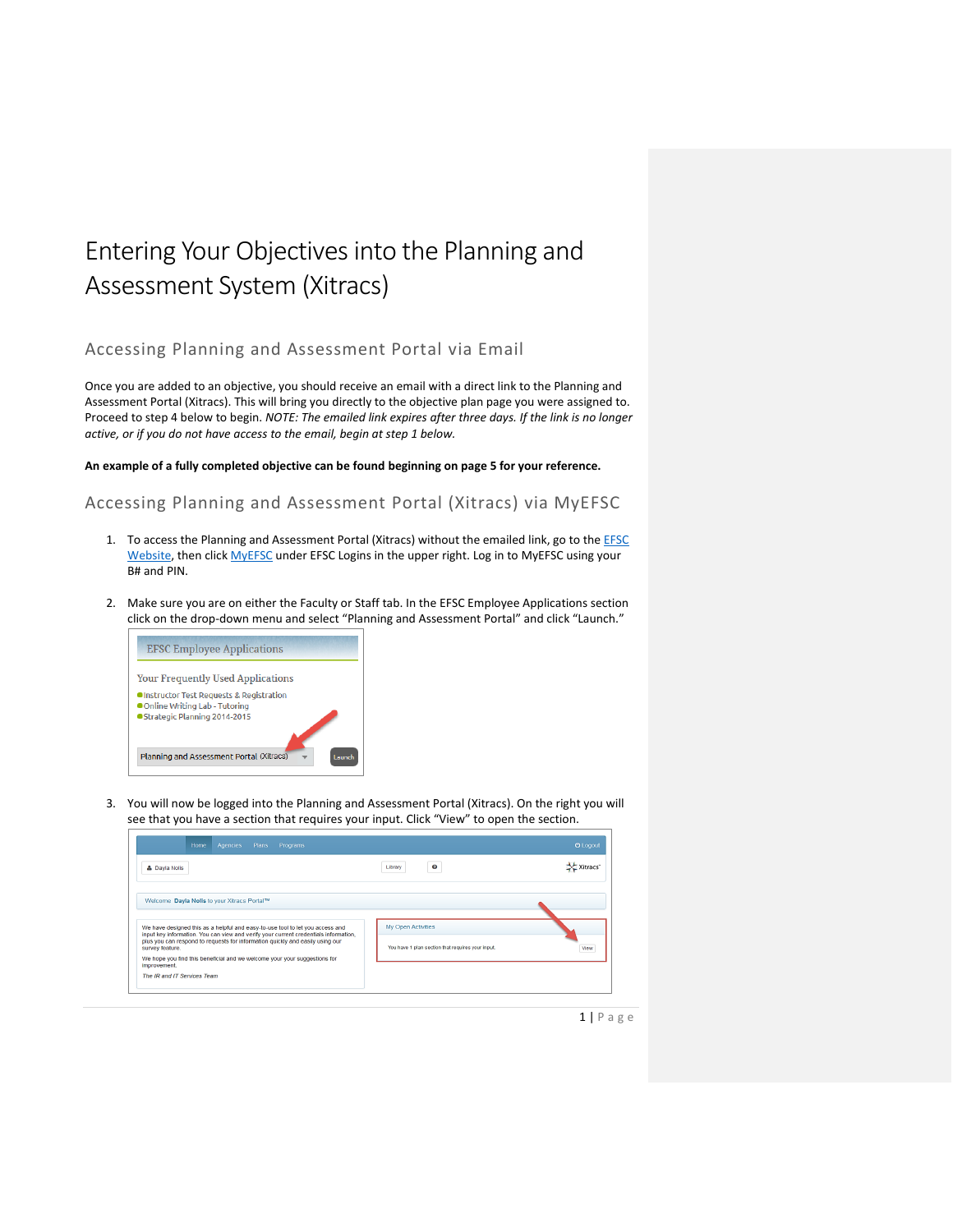# Entering Your Objectives into the Planning and Assessment System (Xitracs)

## Accessing Planning and Assessment Portal via Email

Once you are added to an objective, you should receive an email with a direct link to the Planning and Assessment Portal (Xitracs). This will bring you directly to the objective plan page you were assigned to. Proceed to step 4 below to begin. *NOTE: The emailed link expires after three days. If the link is no longer active, or if you do not have access to the email, begin at step 1 below.*

**An example of a fully completed objective can be found beginning on page 5 for your reference.**

## Accessing Planning and Assessment Portal (Xitracs) via MyEFSC

1. To access the Planning and Assessment Portal (Xitracs) without the emailed link, go to the EFSC Website, then click MyEFSC under EFSC Logins in the upper right. Log in to MyEFSC using your B# and PIN.

2. Make sure you are on either the Faculty or Staff tab. In the EFSC Employee Applications section click on the drop-down menu and select "Planning and Assessment Portal" and click "Launch."

3. You will now be logged into the Planning and Assessment Portal (Xitracs). On the right you will see that you have a section that requires your input. Click "View" to open the section.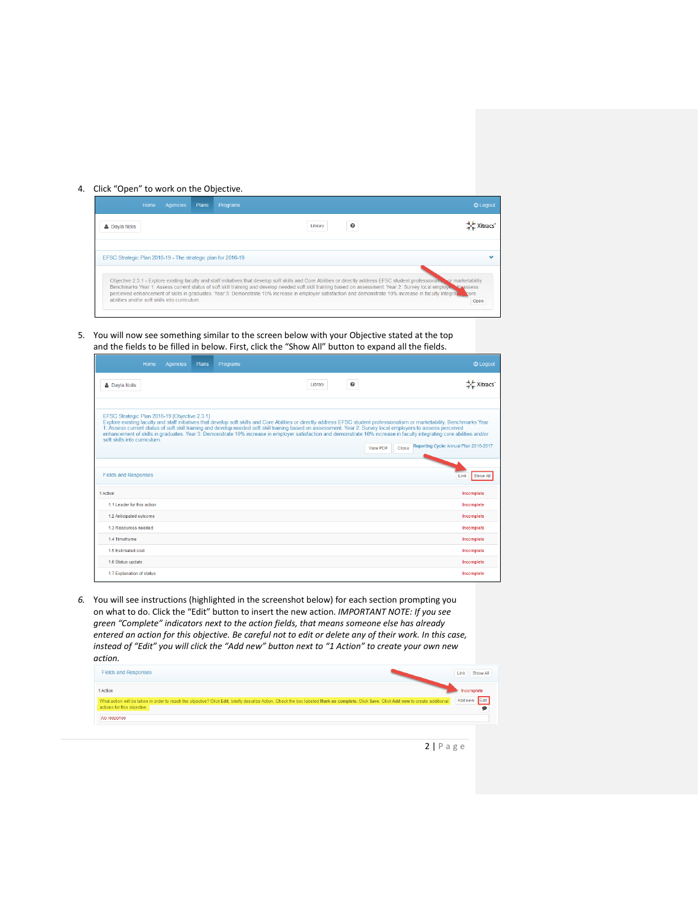4. Click "Open" to work on the Objective.

5. You will now see something similar to the screen below with your Objective stated at the top and the fields to be filled in below. First, click the "Show All" button to expand all the fields.

6. *You will see instructions (highlighted in the screenshot below) for each section prompting you on what to do. Click the "Edit" button to insert the new action. IMPORTANT NOTE: If you see green "Complete" indicators next to the action fields, that means someone else has already entered an action for this objective. Be careful not to edit or delete any of their work. In this case, instead of "Edit" you will click the "Add new" button next to "1 Action" to create your own new action.*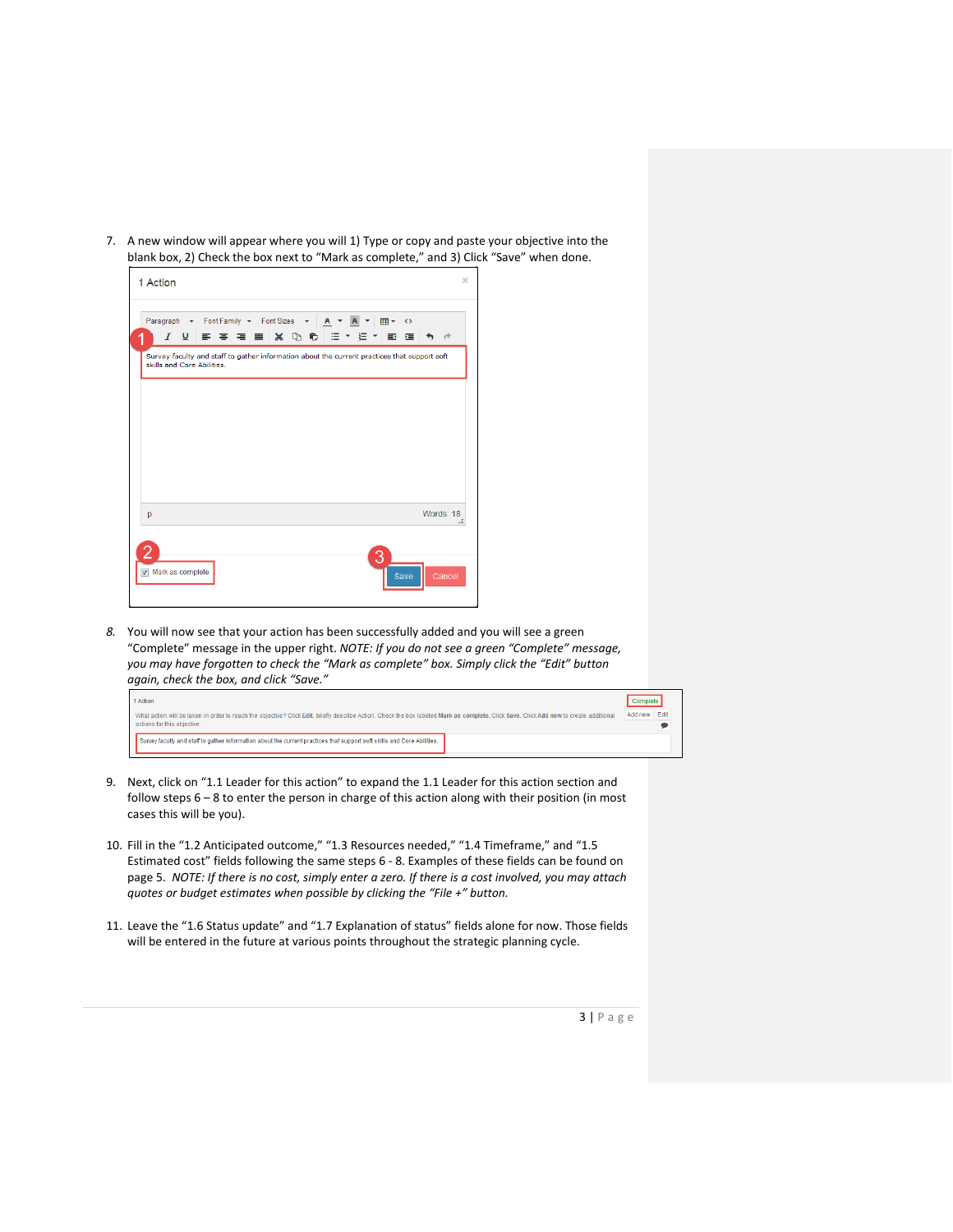7. A new window will appear where you will 1) Type or copy and paste your objective into the blank box, 2) Check the box next to "Mark as complete," and 3) Click "Save" when done.

8. You will now see that your action has been successfully added and you will see a green "Complete" message in the upper right. *NOTE: If you do not see a green "Complete" message, you may have forgotten to check the "Mark as complete" box. Simply click the "Edit" button again, check the box, and click "Save."*

9. Next, click on "1.1 Leader for this action" to expand the 1.1 Leader for this action section and follow steps 6 – 8 to enter the person in charge of this action along with their position (in most cases this will be you).

10. Fill in the "1.2 Anticipated outcome," "1.3 Resources needed," "1.4 Timeframe," and "1.5 Estimated cost" fields following the same steps 6 - 8. Examples of these fields can be found on page 5. *NOTE: If there is no cost, simply enter a zero. If there is a cost involved, you may attach quotes or budget estimates when possible by clicking the "File +" button.*

11. Leave the "1.6 Status update" and "1.7 Explanation of status" fields alone for now. Those fields will be entered in the future at various points throughout the strategic planning cycle.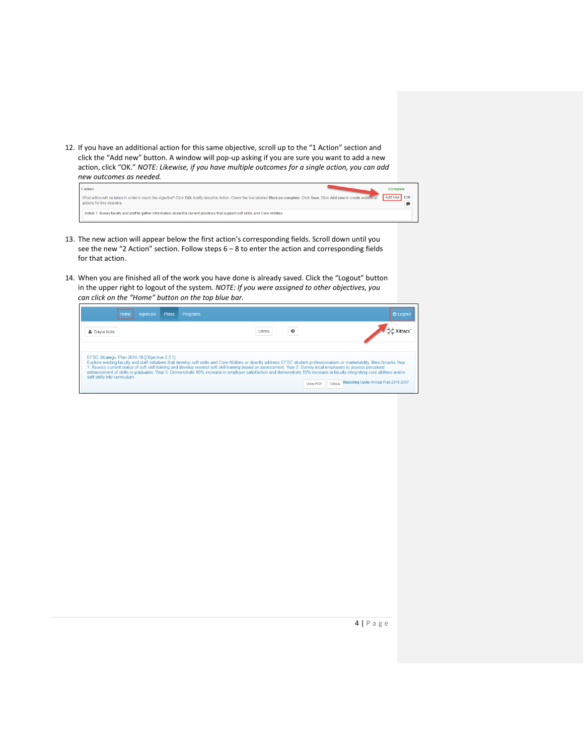12. If you have an additional action for this same objective, scroll up to the "1 Action" section and click the "Add new" button. A window will pop-up asking if you are sure you want to add a new action, click "OK." *NOTE: Likewise, if you have multiple outcomes for a single action, you can add new outcomes as needed.*

13. The new action will appear below the first action's corresponding fields. Scroll down until you see the new "2 Action" section. Follow steps 6 – 8 to enter the action and corresponding fields for that action.

14. When you are finished all of the work you have done is already saved. Click the "Logout" button in the upper right to logout of the system. *NOTE: If you were assigned to other objectives, you can click on the "Home" button on the top blue bar.*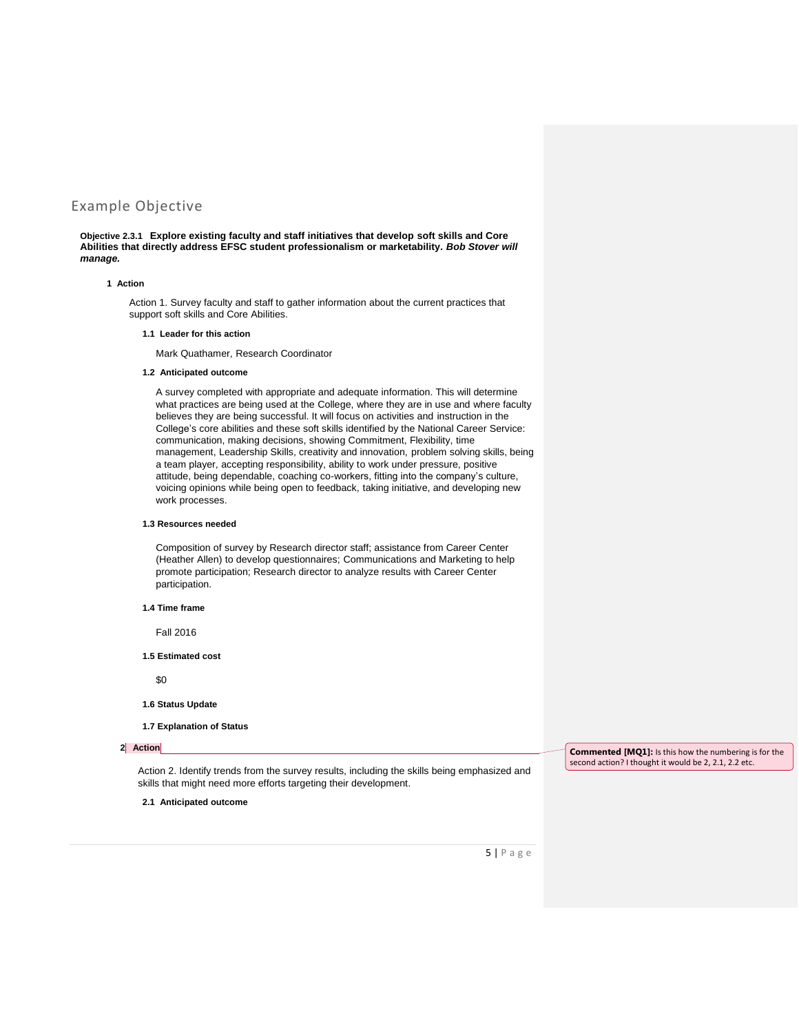# Example Objective

**Objective 2.3.1 Explore existing faculty and staff initiatives that develop soft skills and Core Abilities that directly address EFSC student professionalism or marketability.** ***Bob Stover will manage.***

#### 1 Action

Action 1. Survey faculty and staff to gather information about the current practices that support soft skills and Core Abilities.

##### 1.1 Leader for this action

Mark Quathamer, Research Coordinator

##### 1.2 Anticipated outcome

A survey completed with appropriate and adequate information. This will determine what practices are being used at the College, where they are in use and where faculty believes they are being successful. It will focus on activities and instruction in the College's core abilities and these soft skills identified by the National Career Service: communication, making decisions, showing Commitment, Flexibility, time management, Leadership Skills, creativity and innovation, problem solving skills, being a team player, accepting responsibility, ability to work under pressure, positive attitude, being dependable, coaching co-workers, fitting into the company's culture, voicing opinions while being open to feedback, taking initiative, and developing new work processes.

##### 1.3 Resources needed

Composition of survey by Research director staff; assistance from Career Center (Heather Allen) to develop questionnaires; Communications and Marketing to help promote participation; Research director to analyze results with Career Center participation.

##### 1.4 Time frame

Fall 2016

##### 1.5 Estimated cost

$0

##### 1.6 Status Update

##### 1.7 Explanation of Status

#### 2 Action

**Commented [MQ1]:** Is this how the numbering is for the second action? I thought it would be 2, 2.1, 2.2 etc.

Action 2. Identify trends from the survey results, including the skills being emphasized and skills that might need more efforts targeting their development.

##### 2.1 Anticipated outcome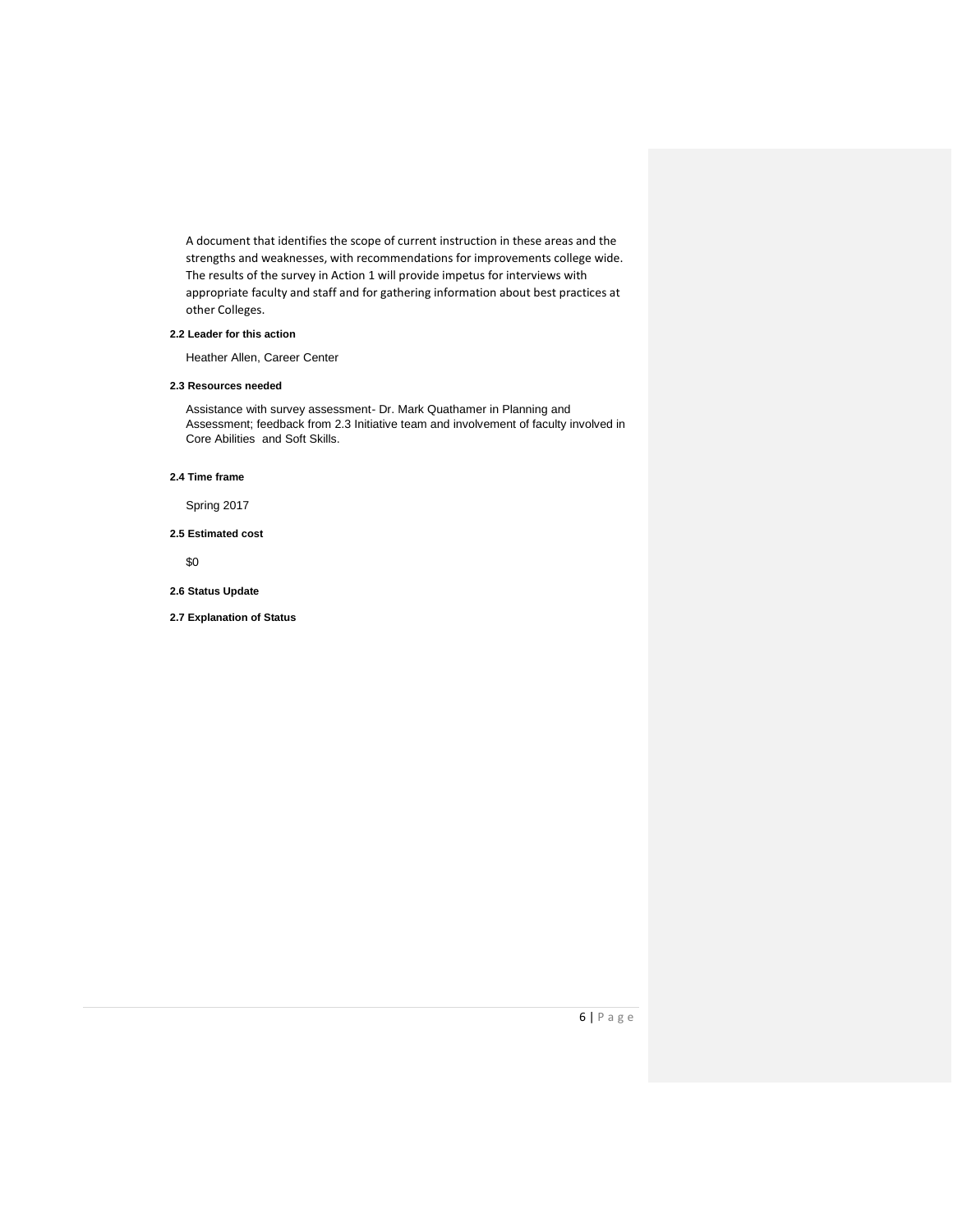A document that identifies the scope of current instruction in these areas and the strengths and weaknesses, with recommendations for improvements college wide. The results of the survey in Action 1 will provide impetus for interviews with appropriate faculty and staff and for gathering information about best practices at other Colleges.

**2.2 Leader for this action**

Heather Allen, Career Center

**2.3 Resources needed**

Assistance with survey assessment- Dr. Mark Quathamer in Planning and Assessment; feedback from 2.3 Initiative team and involvement of faculty involved in Core Abilities and Soft Skills.

**2.4 Time frame**

Spring 2017

**2.5 Estimated cost**

$0

**2.6 Status Update**

**2.7 Explanation of Status**